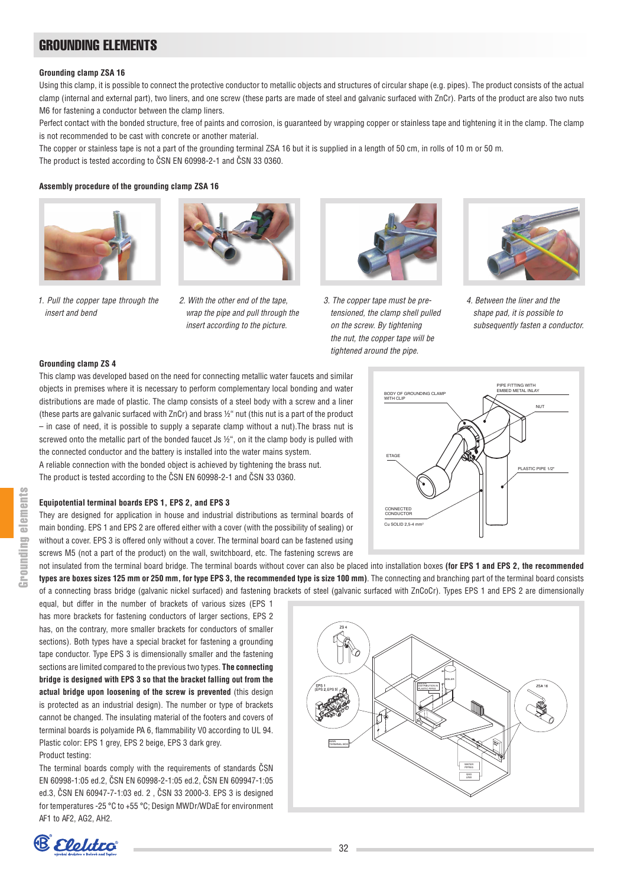# GROUNDING ELEMENTS

### Grounding clamp ZSA 16

Using this clamp, it is possible to connect the protective conductor to metallic objects and structures of circular shape (e.g. pipes). The product consists of the actual clamp (internal and external part), two liners, and one screw (these parts are made of steel and galvanic surfaced with ZnCr). Parts of the product are also two nuts M6 for fastening a conductor between the clamp liners.

Perfect contact with the bonded structure, free of paints and corrosion, is guaranteed by wrapping copper or stainless tape and tightening it in the clamp. The clamp is not recommended to be cast with concrete or another material.

The copper or stainless tape is not a part of the grounding terminal ZSA 16 but it is supplied in a length of 50 cm, in rolls of 10 m or 50 m.

The product is tested according to ČSN EN 60998-2-1 and ČSN 33 0360.

### Assembly procedure of the grounding clamp ZSA 16

*1. Pull the copper tape through the insert and bend*

*2. With the other end of the tape, wrap the pipe and pull through the insert according to the picture.*

*3. The copper tape must be pre-tensioned, the clamp shell pulled on the screw. By tightening the nut, the copper tape will be tightened around the pipe.*

*4. Between the liner and the shape pad, it is possible to subsequently fasten a conductor.*

### Grounding clamp ZS 4

This clamp was developed based on the need for connecting metallic water faucets and similar objects in premises where it is necessary to perform complementary local bonding and water distributions are made of plastic. The clamp consists of a steel body with a screw and a liner (these parts are galvanic surfaced with ZnCr) and brass ½" nut (this nut is a part of the product – in case of need, it is possible to supply a separate clamp without a nut).The brass nut is screwed onto the metallic part of the bonded faucet Js ½", on it the clamp body is pulled with the connected conductor and the battery is installed into the water mains system.

A reliable connection with the bonded object is achieved by tightening the brass nut.

The product is tested according to the ČSN EN 60998-2-1 and ČSN 33 0360.

### Equipotential terminal boards EPS 1, EPS 2, and EPS 3

They are designed for application in house and industrial distributions as terminal boards of main bonding. EPS 1 and EPS 2 are offered either with a cover (with the possibility of sealing) or without a cover. EPS 3 is offered only without a cover. The terminal board can be fastened using screws M5 (not a part of the product) on the wall, switchboard, etc. The fastening screws are not included with the terminal board. The terminal boards without cover can also be placed into installation boxes **(for EPS 1 and EPS 2, the recommended types are boxes sizes 125 mm or 250 mm, for type EPS 3, the recommended type is size 100 mm)**. The connecting and branching part of the terminal board consists of a connecting brass bridge (galvanic nickel surfaced) and fastening brackets of steel (galvanic surfaced with ZnCoCr). Types EPS 1 and EPS 2 are dimensionally equal, but differ in the number of brackets of various sizes (EPS 1 has more brackets for fastening conductors of larger sections, EPS 2 has, on the contrary, more smaller brackets for conductors of smaller sections). Both types have a special bracket for fastening a grounding tape conductor. Type EPS 3 is dimensionally smaller and the fastening screws are limited compared to the previous two types. **The connecting bridge is designed with EPS 3 so that the bracket falling out from the actual bridge upon loosening of the screw is prevented** (this design is protected as an industrial design). The number or type of brackets cannot be changed. The insulating material of the footers and covers of terminal boards is polyamide PA 6, flammability V0 according to UL 94. Plastic color: EPS 1 grey, EPS 2 beige, EPS 3 dark grey.

Product testing:

The terminal boards comply with the requirements of standards ČSN EN 60998-1:05 ed.2, ČSN EN 60998-2-1:05 ed.2, ČSN EN 609947-1:05 ed.3, ČSN EN 60947-7-1:03 ed. 2 , ČSN 33 2000-3. EPS 3 is designed for temperatures -25 °C to +55 °C; Design MWDr/WDaE for environment AF1 to AF2, AG2, AH2.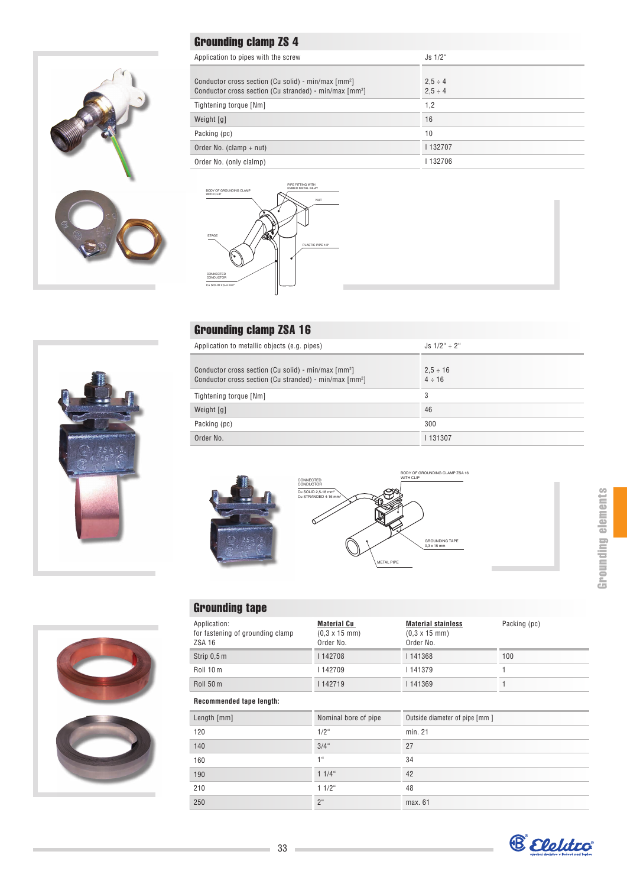## Grounding clamp ZS 4

| | |
|---|---|
| Application to pipes with the screw | Js 1/2" |
| Conductor cross section (Cu solid) - min/max [mm²]<br>Conductor cross section (Cu stranded) - min/max [mm²] | 2,5 ÷ 4<br>2,5 ÷ 4 |
| Tightening torque [Nm] | 1,2 |
| Weight [g] | 16 |
| Packing (pc) | 10 |
| Order No. (clamp + nut) | I 132707 |
| Order No. (only clalmp) | I 132706 |

BODY OF GROUNDING CLAMP WITH CLIP

PIPE FITTING WITH EMBED METAL INLAY

NUT

ETAGE

PLASTIC PIPE 1/2"

CONNECTED CONDUCTOR

Cu SOLID 2,5-4 mm²

## Grounding clamp ZSA 16

| | |
|---|---|
| Application to metallic objects (e.g. pipes) | Js 1/2" ÷ 2" |
| Conductor cross section (Cu solid) - min/max [mm²]<br>Conductor cross section (Cu stranded) - min/max [mm²] | 2,5 ÷ 16<br>4 ÷ 16 |
| Tightening torque [Nm] | 3 |
| Weight [g] | 46 |
| Packing (pc) | 300 |
| Order No. | I 131307 |

CONNECTED CONDUCTOR

Cu SOLID 2,5-18 mm²

Cu STRANDED 4-16 mm²

BODY OF GROUNDING CLAMP ZSA 16 WITH CLIP

GROUNDING TAPE 0,3 x 15 mm

METAL PIPE

## Grounding tape

| Application:<br>for fastening of grounding clamp ZSA 16 | **Material Cu**<br>(0,3 x 15 mm)<br>Order No. | **Material stainless**<br>(0,3 x 15 mm)<br>Order No. | Packing (pc) |
|---|---|---|---|
| Strip 0,5 m | I 142708 | I 141368 | 100 |
| Roll 10 m | I 142709 | I 141379 | 1 |
| Roll 50 m | I 142719 | I 141369 | 1 |

**Recommended tape length:**

| Length [mm] | Nominal bore of pipe | Outside diameter of pipe [mm ] |
|---|---|---|
| 120 | 1/2" | min. 21 |
| 140 | 3/4" | 27 |
| 160 | 1" | 34 |
| 190 | 1 1/4" | 42 |
| 210 | 1 1/2" | 48 |
| 250 | 2" | max. 61 |